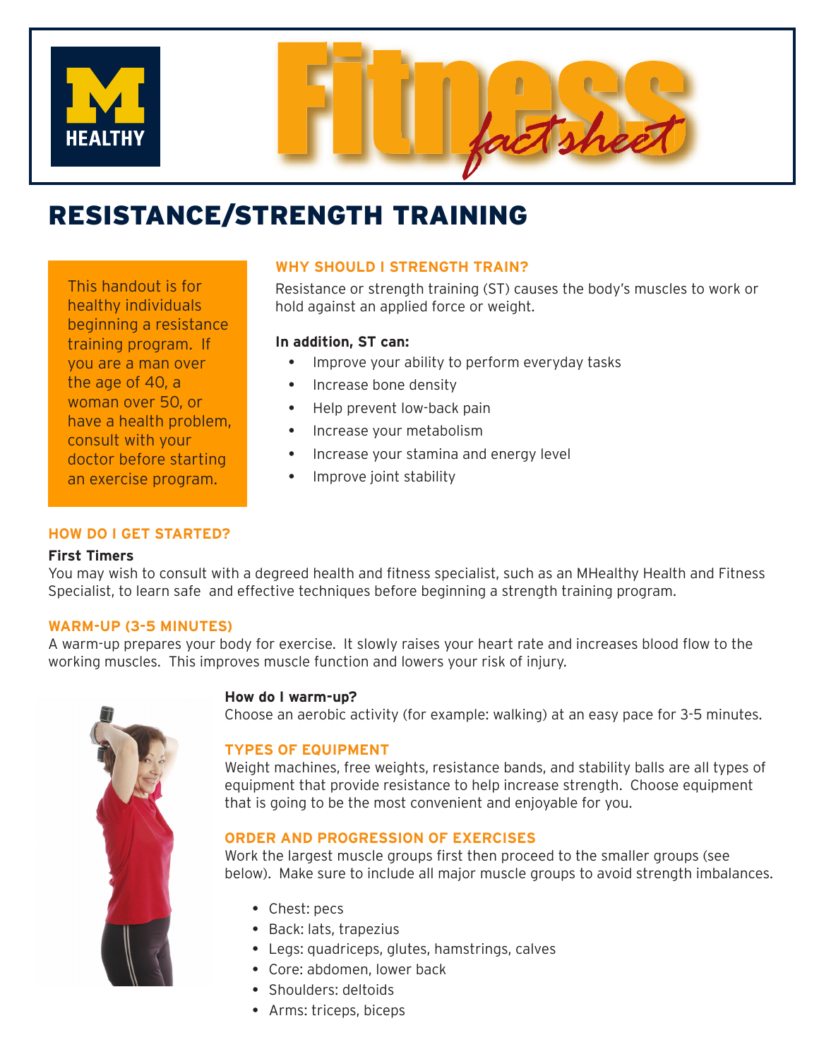# Fitness *fact sheet*

## RESISTANCE/STRENGTH TRAINING

This handout is for healthy individuals beginning a resistance training program. If you are a man over the age of 40, a woman over 50, or have a health problem, consult with your doctor before starting an exercise program.

### WHY SHOULD I STRENGTH TRAIN?

Resistance or strength training (ST) causes the body's muscles to work or hold against an applied force or weight.

**In addition, ST can:**

- Improve your ability to perform everyday tasks
- Increase bone density
- Help prevent low-back pain
- Increase your metabolism
- Increase your stamina and energy level
- Improve joint stability

### HOW DO I GET STARTED?

**First Timers**

You may wish to consult with a degreed health and fitness specialist, such as an MHealthy Health and Fitness Specialist, to learn safe and effective techniques before beginning a strength training program.

### WARM-UP (3-5 MINUTES)

A warm-up prepares your body for exercise. It slowly raises your heart rate and increases blood flow to the working muscles. This improves muscle function and lowers your risk of injury.

**How do I warm-up?**

Choose an aerobic activity (for example: walking) at an easy pace for 3-5 minutes.

### TYPES OF EQUIPMENT

Weight machines, free weights, resistance bands, and stability balls are all types of equipment that provide resistance to help increase strength. Choose equipment that is going to be the most convenient and enjoyable for you.

### ORDER AND PROGRESSION OF EXERCISES

Work the largest muscle groups first then proceed to the smaller groups (see below). Make sure to include all major muscle groups to avoid strength imbalances.

- Chest: pecs
- Back: lats, trapezius
- Legs: quadriceps, glutes, hamstrings, calves
- Core: abdomen, lower back
- Shoulders: deltoids
- Arms: triceps, biceps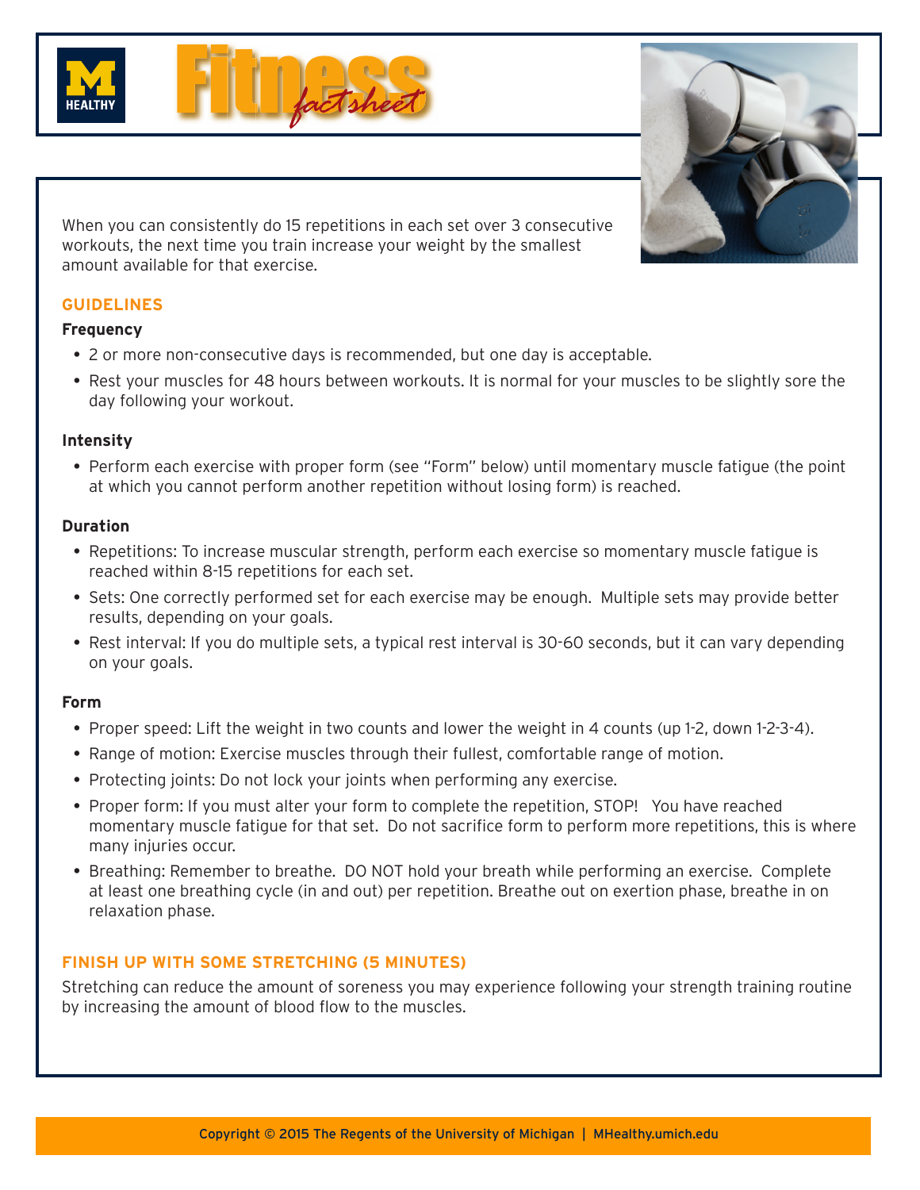# Fitness *fact sheet*

When you can consistently do 15 repetitions in each set over 3 consecutive workouts, the next time you train increase your weight by the smallest amount available for that exercise.

## GUIDELINES

### Frequency

- 2 or more non-consecutive days is recommended, but one day is acceptable.
- Rest your muscles for 48 hours between workouts. It is normal for your muscles to be slightly sore the day following your workout.

### Intensity

- Perform each exercise with proper form (see "Form" below) until momentary muscle fatigue (the point at which you cannot perform another repetition without losing form) is reached.

### Duration

- Repetitions: To increase muscular strength, perform each exercise so momentary muscle fatigue is reached within 8-15 repetitions for each set.
- Sets: One correctly performed set for each exercise may be enough. Multiple sets may provide better results, depending on your goals.
- Rest interval: If you do multiple sets, a typical rest interval is 30-60 seconds, but it can vary depending on your goals.

### Form

- Proper speed: Lift the weight in two counts and lower the weight in 4 counts (up 1-2, down 1-2-3-4).
- Range of motion: Exercise muscles through their fullest, comfortable range of motion.
- Protecting joints: Do not lock your joints when performing any exercise.
- Proper form: If you must alter your form to complete the repetition, STOP! You have reached momentary muscle fatigue for that set. Do not sacrifice form to perform more repetitions, this is where many injuries occur.
- Breathing: Remember to breathe. DO NOT hold your breath while performing an exercise. Complete at least one breathing cycle (in and out) per repetition. Breathe out on exertion phase, breathe in on relaxation phase.

## FINISH UP WITH SOME STRETCHING (5 MINUTES)

Stretching can reduce the amount of soreness you may experience following your strength training routine by increasing the amount of blood flow to the muscles.

Copyright © 2015 The Regents of the University of Michigan | MHealthy.umich.edu